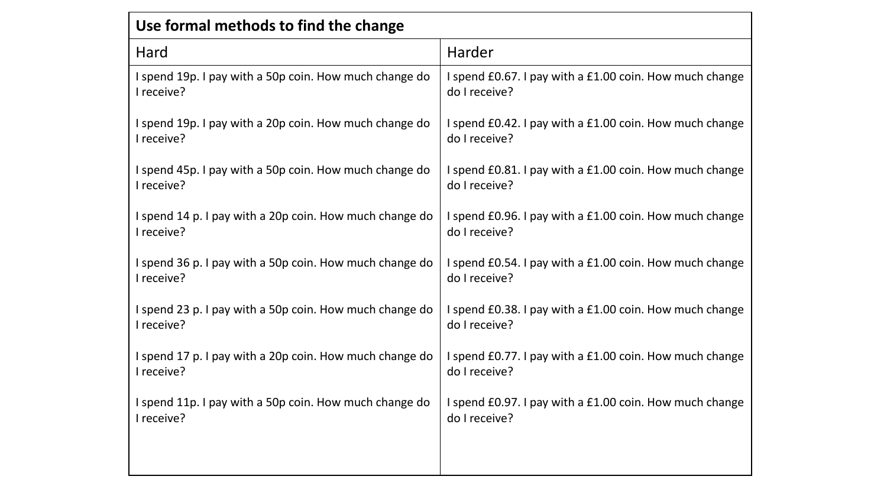| Use formal methods to find the change | |
|---|---|
| Hard | Harder |
| I spend 19p. I pay with a 50p coin. How much change do I receive? | I spend £0.67. I pay with a £1.00 coin. How much change do I receive? |
| I spend 19p. I pay with a 20p coin. How much change do I receive? | I spend £0.42. I pay with a £1.00 coin. How much change do I receive? |
| I spend 45p. I pay with a 50p coin. How much change do I receive? | I spend £0.81. I pay with a £1.00 coin. How much change do I receive? |
| I spend 14 p. I pay with a 20p coin. How much change do I receive? | I spend £0.96. I pay with a £1.00 coin. How much change do I receive? |
| I spend 36 p. I pay with a 50p coin. How much change do I receive? | I spend £0.54. I pay with a £1.00 coin. How much change do I receive? |
| I spend 23 p. I pay with a 50p coin. How much change do I receive? | I spend £0.38. I pay with a £1.00 coin. How much change do I receive? |
| I spend 17 p. I pay with a 20p coin. How much change do I receive? | I spend £0.77. I pay with a £1.00 coin. How much change do I receive? |
| I spend 11p. I pay with a 50p coin. How much change do I receive? | I spend £0.97. I pay with a £1.00 coin. How much change do I receive? |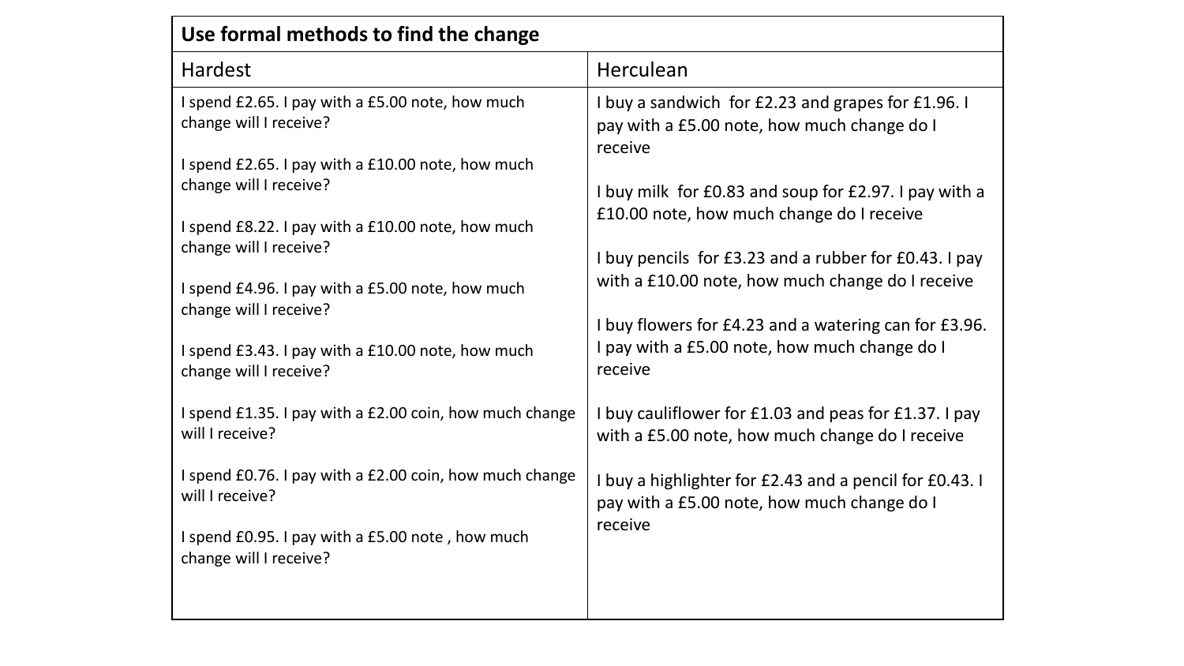| Use formal methods to find the change | |
|---|---|
| Hardest | Herculean |
| I spend £2.65. I pay with a £5.00 note, how much change will I receive?<br><br>I spend £2.65. I pay with a £10.00 note, how much change will I receive?<br><br>I spend £8.22. I pay with a £10.00 note, how much change will I receive?<br><br>I spend £4.96. I pay with a £5.00 note, how much change will I receive?<br><br>I spend £3.43. I pay with a £10.00 note, how much change will I receive?<br><br>I spend £1.35. I pay with a £2.00 coin, how much change will I receive?<br><br>I spend £0.76. I pay with a £2.00 coin, how much change will I receive?<br><br>I spend £0.95. I pay with a £5.00 note , how much change will I receive? | I buy a sandwich for £2.23 and grapes for £1.96. I pay with a £5.00 note, how much change do I receive<br><br>I buy milk for £0.83 and soup for £2.97. I pay with a £10.00 note, how much change do I receive<br><br>I buy pencils for £3.23 and a rubber for £0.43. I pay with a £10.00 note, how much change do I receive<br><br>I buy flowers for £4.23 and a watering can for £3.96. I pay with a £5.00 note, how much change do I receive<br><br>I buy cauliflower for £1.03 and peas for £1.37. I pay with a £5.00 note, how much change do I receive<br><br>I buy a highlighter for £2.43 and a pencil for £0.43. I pay with a £5.00 note, how much change do I receive |